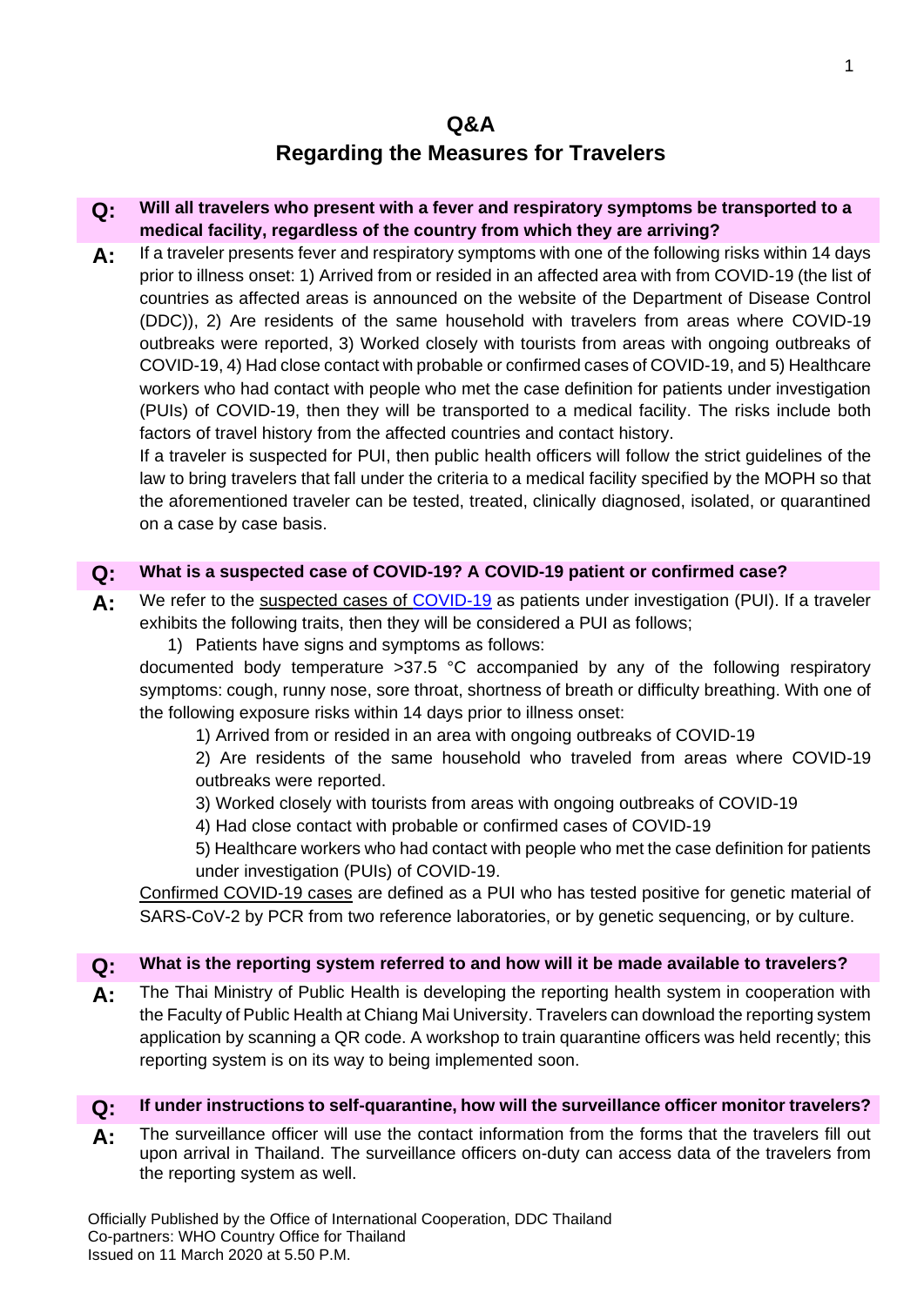# Q&A
## Regarding the Measures for Travelers

**Q: Will all travelers who present with a fever and respiratory symptoms be transported to a medical facility, regardless of the country from which they are arriving?**

**A:** If a traveler presents fever and respiratory symptoms with one of the following risks within 14 days prior to illness onset: 1) Arrived from or resided in an affected area with from COVID-19 (the list of countries as affected areas is announced on the website of the Department of Disease Control (DDC)), 2) Are residents of the same household with travelers from areas where COVID-19 outbreaks were reported, 3) Worked closely with tourists from areas with ongoing outbreaks of COVID-19, 4) Had close contact with probable or confirmed cases of COVID-19, and 5) Healthcare workers who had contact with people who met the case definition for patients under investigation (PUIs) of COVID-19, then they will be transported to a medical facility. The risks include both factors of travel history from the affected countries and contact history.

If a traveler is suspected for PUI, then public health officers will follow the strict guidelines of the law to bring travelers that fall under the criteria to a medical facility specified by the MOPH so that the aforementioned traveler can be tested, treated, clinically diagnosed, isolated, or quarantined on a case by case basis.

**Q: What is a suspected case of COVID-19? A COVID-19 patient or confirmed case?**

**A:** We refer to the suspected cases of COVID-19 as patients under investigation (PUI). If a traveler exhibits the following traits, then they will be considered a PUI as follows;

1) Patients have signs and symptoms as follows:

documented body temperature >37.5 °C accompanied by any of the following respiratory symptoms: cough, runny nose, sore throat, shortness of breath or difficulty breathing. With one of the following exposure risks within 14 days prior to illness onset:

1) Arrived from or resided in an area with ongoing outbreaks of COVID-19
2) Are residents of the same household who traveled from areas where COVID-19 outbreaks were reported.
3) Worked closely with tourists from areas with ongoing outbreaks of COVID-19
4) Had close contact with probable or confirmed cases of COVID-19
5) Healthcare workers who had contact with people who met the case definition for patients under investigation (PUIs) of COVID-19.

Confirmed COVID-19 cases are defined as a PUI who has tested positive for genetic material of SARS-CoV-2 by PCR from two reference laboratories, or by genetic sequencing, or by culture.

**Q: What is the reporting system referred to and how will it be made available to travelers?**

**A:** The Thai Ministry of Public Health is developing the reporting health system in cooperation with the Faculty of Public Health at Chiang Mai University. Travelers can download the reporting system application by scanning a QR code. A workshop to train quarantine officers was held recently; this reporting system is on its way to being implemented soon.

**Q: If under instructions to self-quarantine, how will the surveillance officer monitor travelers?**

**A:** The surveillance officer will use the contact information from the forms that the travelers fill out upon arrival in Thailand. The surveillance officers on-duty can access data of the travelers from the reporting system as well.

Officially Published by the Office of International Cooperation, DDC Thailand
Co-partners: WHO Country Office for Thailand
Issued on 11 March 2020 at 5.50 P.M.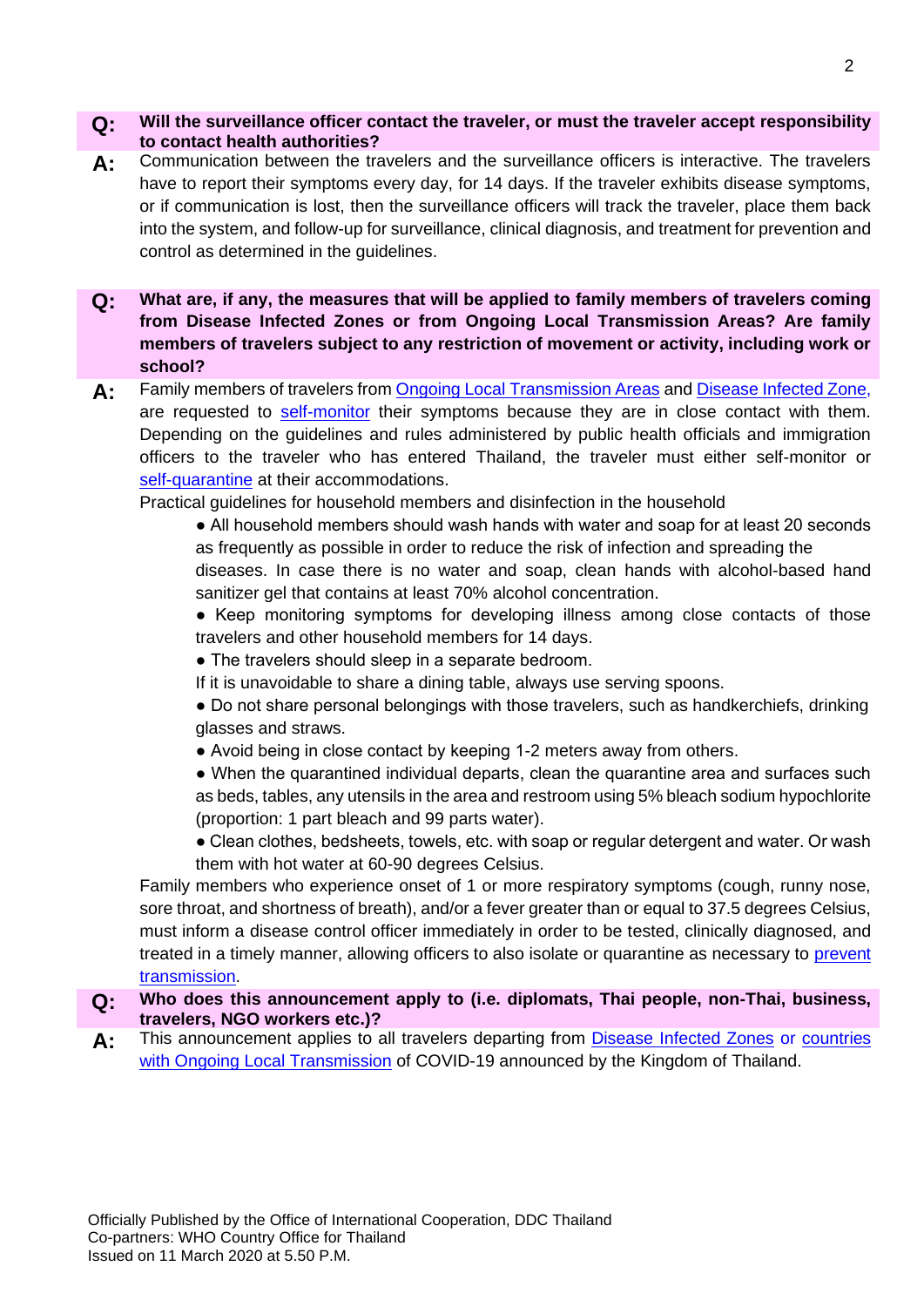**Q: Will the surveillance officer contact the traveler, or must the traveler accept responsibility to contact health authorities?**

**A:** Communication between the travelers and the surveillance officers is interactive. The travelers have to report their symptoms every day, for 14 days. If the traveler exhibits disease symptoms, or if communication is lost, then the surveillance officers will track the traveler, place them back into the system, and follow-up for surveillance, clinical diagnosis, and treatment for prevention and control as determined in the guidelines.

**Q: What are, if any, the measures that will be applied to family members of travelers coming from Disease Infected Zones or from Ongoing Local Transmission Areas? Are family members of travelers subject to any restriction of movement or activity, including work or school?**

**A:** Family members of travelers from Ongoing Local Transmission Areas and Disease Infected Zone, are requested to self-monitor their symptoms because they are in close contact with them. Depending on the guidelines and rules administered by public health officials and immigration officers to the traveler who has entered Thailand, the traveler must either self-monitor or self-quarantine at their accommodations.

Practical guidelines for household members and disinfection in the household

- All household members should wash hands with water and soap for at least 20 seconds as frequently as possible in order to reduce the risk of infection and spreading the diseases. In case there is no water and soap, clean hands with alcohol-based hand sanitizer gel that contains at least 70% alcohol concentration.
- Keep monitoring symptoms for developing illness among close contacts of those travelers and other household members for 14 days.
- The travelers should sleep in a separate bedroom.
  If it is unavoidable to share a dining table, always use serving spoons.
- Do not share personal belongings with those travelers, such as handkerchiefs, drinking glasses and straws.
- Avoid being in close contact by keeping 1-2 meters away from others.
- When the quarantined individual departs, clean the quarantine area and surfaces such as beds, tables, any utensils in the area and restroom using 5% bleach sodium hypochlorite (proportion: 1 part bleach and 99 parts water).
- Clean clothes, bedsheets, towels, etc. with soap or regular detergent and water. Or wash them with hot water at 60-90 degrees Celsius.

Family members who experience onset of 1 or more respiratory symptoms (cough, runny nose, sore throat, and shortness of breath), and/or a fever greater than or equal to 37.5 degrees Celsius, must inform a disease control officer immediately in order to be tested, clinically diagnosed, and treated in a timely manner, allowing officers to also isolate or quarantine as necessary to prevent transmission.

**Q: Who does this announcement apply to (i.e. diplomats, Thai people, non-Thai, business, travelers, NGO workers etc.)?**

**A:** This announcement applies to all travelers departing from Disease Infected Zones or countries with Ongoing Local Transmission of COVID-19 announced by the Kingdom of Thailand.

Officially Published by the Office of International Cooperation, DDC Thailand
Co-partners: WHO Country Office for Thailand
Issued on 11 March 2020 at 5.50 P.M.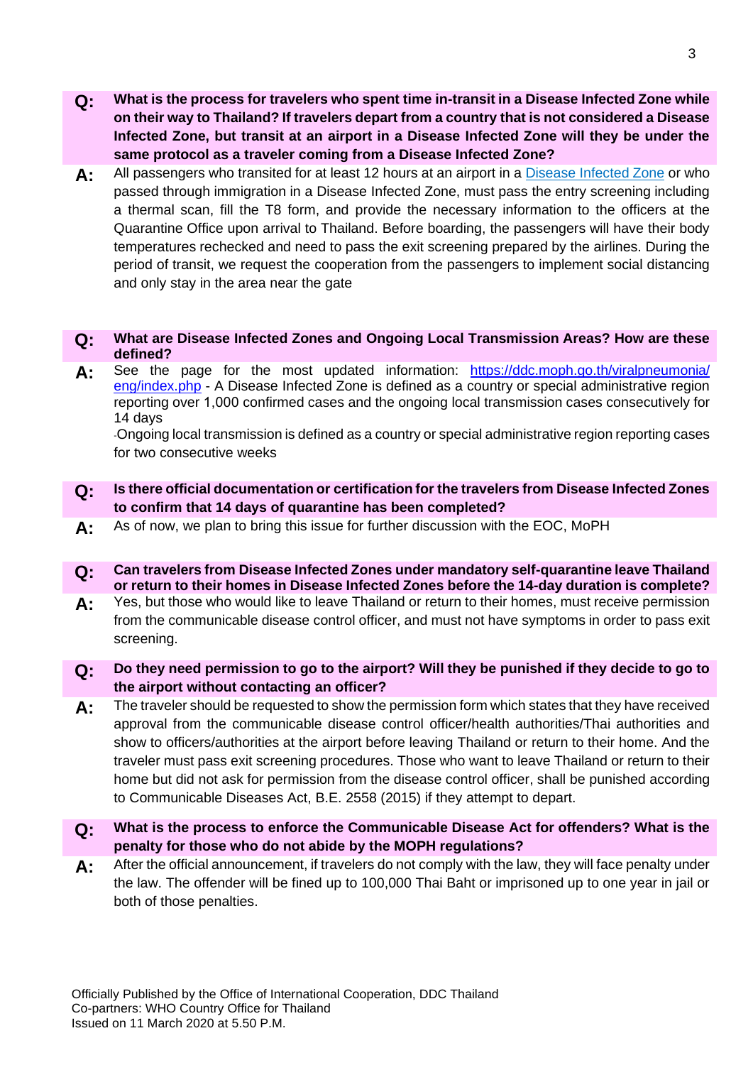**Q: What is the process for travelers who spent time in-transit in a Disease Infected Zone while on their way to Thailand? If travelers depart from a country that is not considered a Disease Infected Zone, but transit at an airport in a Disease Infected Zone will they be under the same protocol as a traveler coming from a Disease Infected Zone?**

**A:** All passengers who transited for at least 12 hours at an airport in a Disease Infected Zone or who passed through immigration in a Disease Infected Zone, must pass the entry screening including a thermal scan, fill the T8 form, and provide the necessary information to the officers at the Quarantine Office upon arrival to Thailand. Before boarding, the passengers will have their body temperatures rechecked and need to pass the exit screening prepared by the airlines. During the period of transit, we request the cooperation from the passengers to implement social distancing and only stay in the area near the gate

**Q: What are Disease Infected Zones and Ongoing Local Transmission Areas? How are these defined?**

**A:** See the page for the most updated information: https://ddc.moph.go.th/viralpneumonia/eng/index.php - A Disease Infected Zone is defined as a country or special administrative region reporting over 1,000 confirmed cases and the ongoing local transmission cases consecutively for 14 days

-Ongoing local transmission is defined as a country or special administrative region reporting cases for two consecutive weeks

**Q: Is there official documentation or certification for the travelers from Disease Infected Zones to confirm that 14 days of quarantine has been completed?**

**A:** As of now, we plan to bring this issue for further discussion with the EOC, MoPH

**Q: Can travelers from Disease Infected Zones under mandatory self-quarantine leave Thailand or return to their homes in Disease Infected Zones before the 14-day duration is complete?**

**A:** Yes, but those who would like to leave Thailand or return to their homes, must receive permission from the communicable disease control officer, and must not have symptoms in order to pass exit screening.

**Q: Do they need permission to go to the airport? Will they be punished if they decide to go to the airport without contacting an officer?**

**A:** The traveler should be requested to show the permission form which states that they have received approval from the communicable disease control officer/health authorities/Thai authorities and show to officers/authorities at the airport before leaving Thailand or return to their home. And the traveler must pass exit screening procedures. Those who want to leave Thailand or return to their home but did not ask for permission from the disease control officer, shall be punished according to Communicable Diseases Act, B.E. 2558 (2015) if they attempt to depart.

**Q: What is the process to enforce the Communicable Disease Act for offenders? What is the penalty for those who do not abide by the MOPH regulations?**

**A:** After the official announcement, if travelers do not comply with the law, they will face penalty under the law. The offender will be fined up to 100,000 Thai Baht or imprisoned up to one year in jail or both of those penalties.

Officially Published by the Office of International Cooperation, DDC Thailand
Co-partners: WHO Country Office for Thailand
Issued on 11 March 2020 at 5.50 P.M.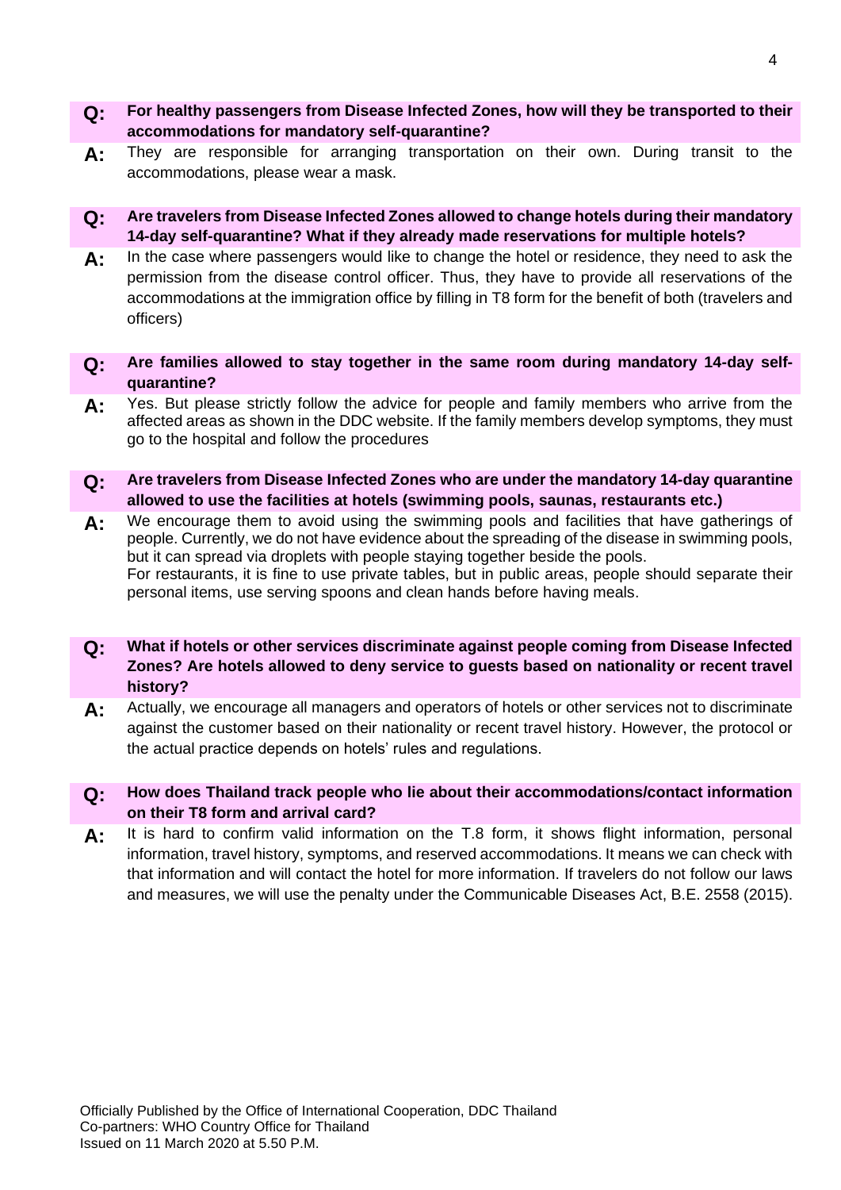**Q: For healthy passengers from Disease Infected Zones, how will they be transported to their accommodations for mandatory self-quarantine?**

**A:** They are responsible for arranging transportation on their own. During transit to the accommodations, please wear a mask.

**Q: Are travelers from Disease Infected Zones allowed to change hotels during their mandatory 14-day self-quarantine? What if they already made reservations for multiple hotels?**

**A:** In the case where passengers would like to change the hotel or residence, they need to ask the permission from the disease control officer. Thus, they have to provide all reservations of the accommodations at the immigration office by filling in T8 form for the benefit of both (travelers and officers)

**Q: Are families allowed to stay together in the same room during mandatory 14-day self-quarantine?**

**A:** Yes. But please strictly follow the advice for people and family members who arrive from the affected areas as shown in the DDC website. If the family members develop symptoms, they must go to the hospital and follow the procedures

**Q: Are travelers from Disease Infected Zones who are under the mandatory 14-day quarantine allowed to use the facilities at hotels (swimming pools, saunas, restaurants etc.)**

**A:** We encourage them to avoid using the swimming pools and facilities that have gatherings of people. Currently, we do not have evidence about the spreading of the disease in swimming pools, but it can spread via droplets with people staying together beside the pools.
For restaurants, it is fine to use private tables, but in public areas, people should separate their personal items, use serving spoons and clean hands before having meals.

**Q: What if hotels or other services discriminate against people coming from Disease Infected Zones? Are hotels allowed to deny service to guests based on nationality or recent travel history?**

**A:** Actually, we encourage all managers and operators of hotels or other services not to discriminate against the customer based on their nationality or recent travel history. However, the protocol or the actual practice depends on hotels' rules and regulations.

**Q: How does Thailand track people who lie about their accommodations/contact information on their T8 form and arrival card?**

**A:** It is hard to confirm valid information on the T.8 form, it shows flight information, personal information, travel history, symptoms, and reserved accommodations. It means we can check with that information and will contact the hotel for more information. If travelers do not follow our laws and measures, we will use the penalty under the Communicable Diseases Act, B.E. 2558 (2015).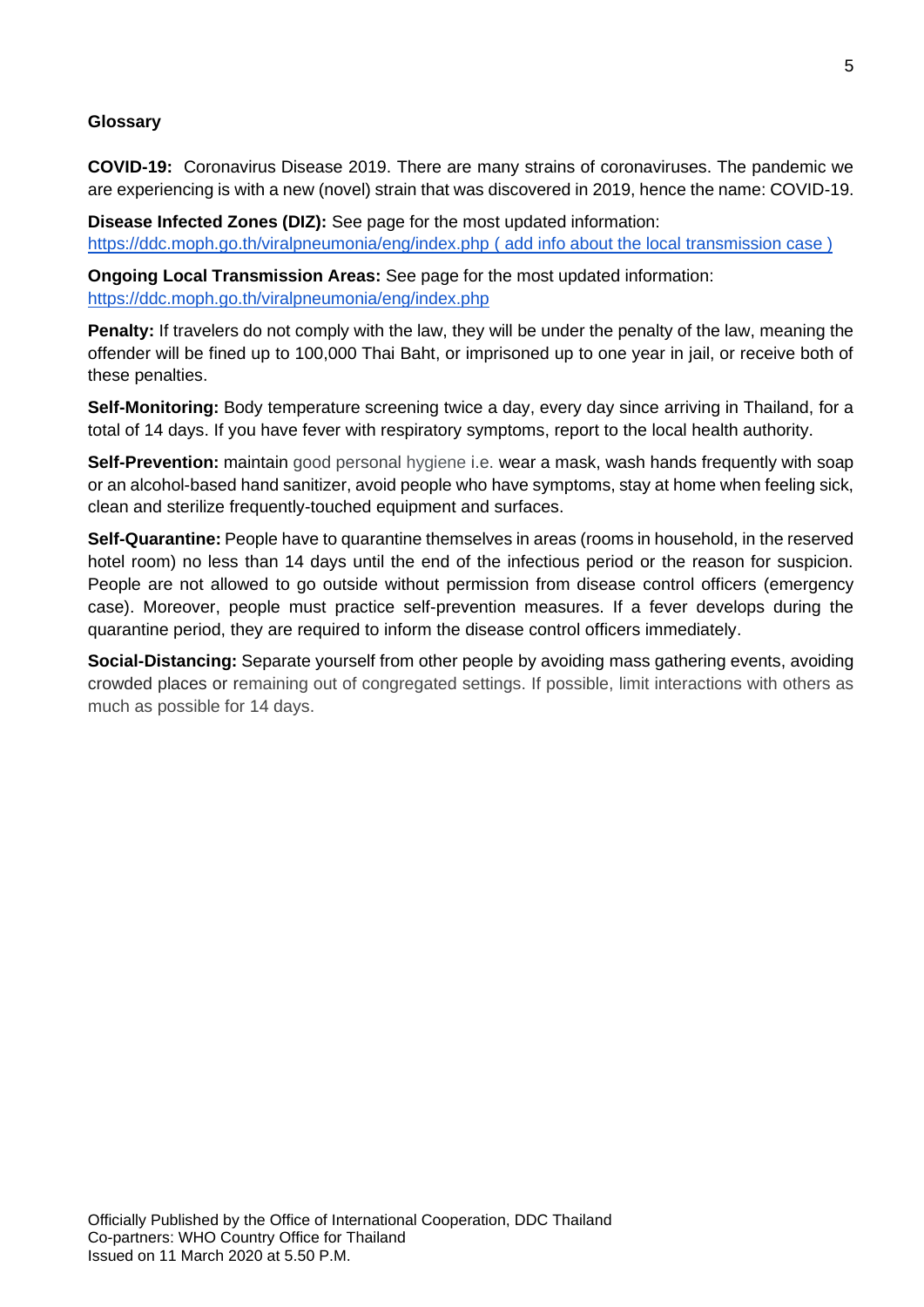## Glossary

**COVID-19:** Coronavirus Disease 2019. There are many strains of coronaviruses. The pandemic we are experiencing is with a new (novel) strain that was discovered in 2019, hence the name: COVID-19.

**Disease Infected Zones (DIZ):** See page for the most updated information: [https://ddc.moph.go.th/viralpneumonia/eng/index.php ( add info about the local transmission case )](https://ddc.moph.go.th/viralpneumonia/eng/index.php)

**Ongoing Local Transmission Areas:** See page for the most updated information: [https://ddc.moph.go.th/viralpneumonia/eng/index.php](https://ddc.moph.go.th/viralpneumonia/eng/index.php)

**Penalty:** If travelers do not comply with the law, they will be under the penalty of the law, meaning the offender will be fined up to 100,000 Thai Baht, or imprisoned up to one year in jail, or receive both of these penalties.

**Self-Monitoring:** Body temperature screening twice a day, every day since arriving in Thailand, for a total of 14 days. If you have fever with respiratory symptoms, report to the local health authority.

**Self-Prevention:** maintain good personal hygiene i.e. wear a mask, wash hands frequently with soap or an alcohol-based hand sanitizer, avoid people who have symptoms, stay at home when feeling sick, clean and sterilize frequently-touched equipment and surfaces.

**Self-Quarantine:** People have to quarantine themselves in areas (rooms in household, in the reserved hotel room) no less than 14 days until the end of the infectious period or the reason for suspicion. People are not allowed to go outside without permission from disease control officers (emergency case). Moreover, people must practice self-prevention measures. If a fever develops during the quarantine period, they are required to inform the disease control officers immediately.

**Social-Distancing:** Separate yourself from other people by avoiding mass gathering events, avoiding crowded places or remaining out of congregated settings. If possible, limit interactions with others as much as possible for 14 days.

Officially Published by the Office of International Cooperation, DDC Thailand
Co-partners: WHO Country Office for Thailand
Issued on 11 March 2020 at 5.50 P.M.